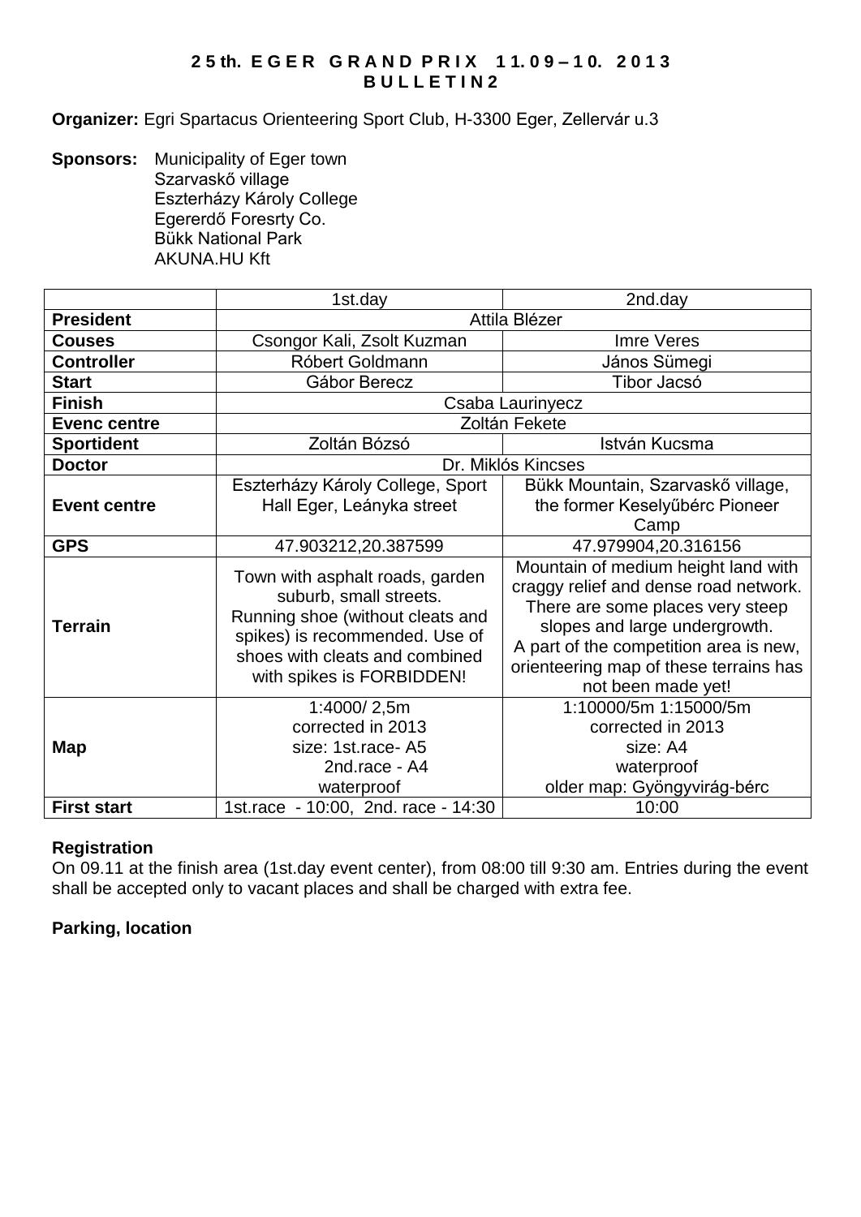# 25th. EGER GRAND PRIX 11.09–10. 2013
## BULLETIN2

**Organizer:** Egri Spartacus Orienteering Sport Club, H-3300 Eger, Zellervár u.3

**Sponsors:** Municipality of Eger town
Szarvaskő village
Eszterházy Károly College
Egererdő Foresrty Co.
Bükk National Park
AKUNA.HU Kft

| | 1st.day | 2nd.day |
|---|---|---|
| **President** | Attila Blézer | |
| **Couses** | Csongor Kali, Zsolt Kuzman | Imre Veres |
| **Controller** | Róbert Goldmann | János Sümegi |
| **Start** | Gábor Berecz | Tibor Jacsó |
| **Finish** | Csaba Laurinyecz | |
| **Evenc centre** | Zoltán Fekete | |
| **Sportident** | Zoltán Bózsó | István Kucsma |
| **Doctor** | Dr. Miklós Kincses | |
| **Event centre** | Eszterházy Károly College, Sport Hall Eger, Leányka street | Bükk Mountain, Szarvaskő village, the former Keselyűbérc Pioneer Camp |
| **GPS** | 47.903212,20.387599 | 47.979904,20.316156 |
| **Terrain** | Town with asphalt roads, garden suburb, small streets. Running shoe (without cleats and spikes) is recommended. Use of shoes with cleats and combined with spikes is FORBIDDEN! | Mountain of medium height land with craggy relief and dense road network. There are some places very steep slopes and large undergrowth. A part of the competition area is new, orienteering map of these terrains has not been made yet! |
| **Map** | 1:4000/ 2,5m<br>corrected in 2013<br>size: 1st.race- A5<br>2nd.race - A4<br>waterproof | 1:10000/5m 1:15000/5m<br>corrected in 2013<br>size: A4<br>waterproof<br>older map: Gyöngyvirág-bérc |
| **First start** | 1st.race - 10:00, 2nd. race - 14:30 | 10:00 |

**Registration**

On 09.11 at the finish area (1st.day event center), from 08:00 till 9:30 am. Entries during the event shall be accepted only to vacant places and shall be charged with extra fee.

**Parking, location**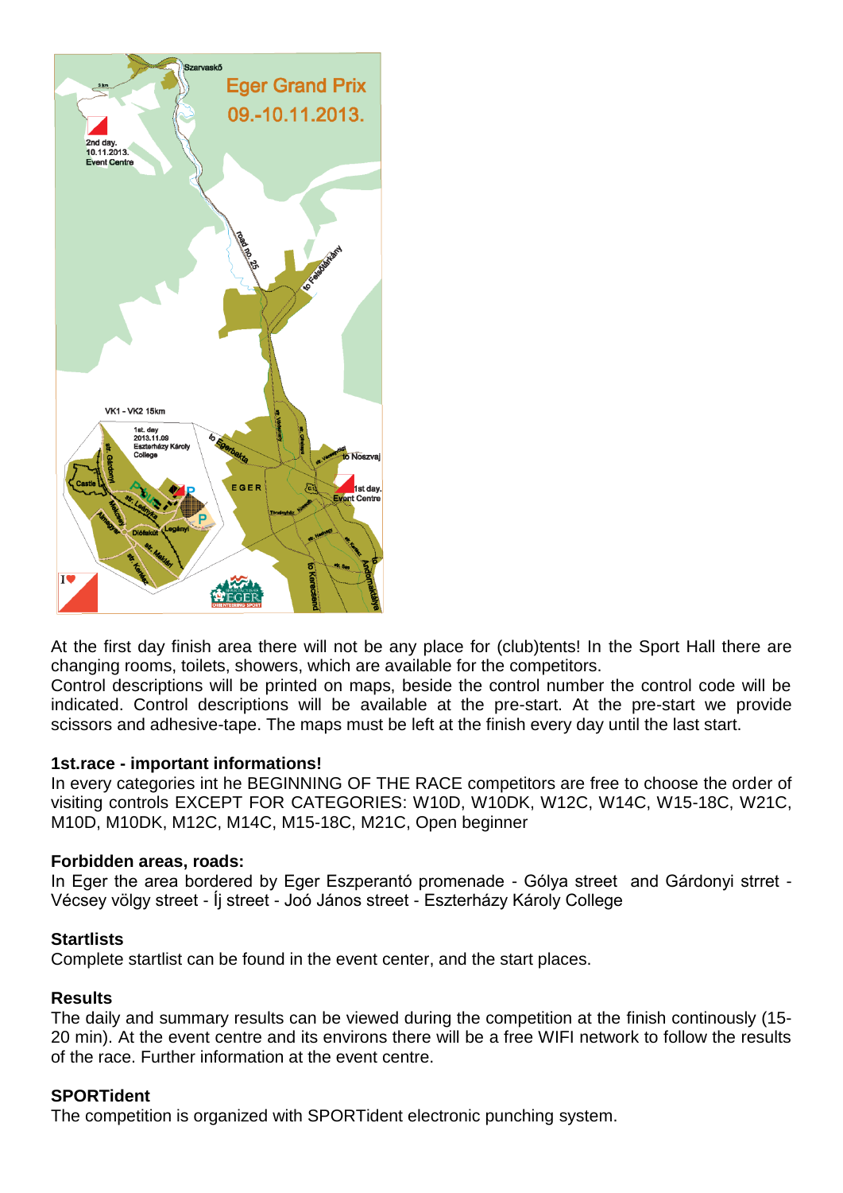At the first day finish area there will not be any place for (club)tents! In the Sport Hall there are changing rooms, toilets, showers, which are available for the competitors.
Control descriptions will be printed on maps, beside the control number the control code will be indicated. Control descriptions will be available at the pre-start. At the pre-start we provide scissors and adhesive-tape. The maps must be left at the finish every day until the last start.

**1st.race - important informations!**
In every categories int he BEGINNING OF THE RACE competitors are free to choose the order of visiting controls EXCEPT FOR CATEGORIES: W10D, W10DK, W12C, W14C, W15-18C, W21C, M10D, M10DK, M12C, M14C, M15-18C, M21C, Open beginner

**Forbidden areas, roads:**
In Eger the area bordered by Eger Eszperantó promenade - Gólya street  and Gárdonyi strret - Vécsey völgy street - Íj street - Joó János street - Eszterházy Károly College

**Startlists**
Complete startlist can be found in the event center, and the start places.

**Results**
The daily and summary results can be viewed during the competition at the finish continously (15-20 min). At the event centre and its environs there will be a free WIFI network to follow the results of the race. Further information at the event centre.

**SPORTident**
The competition is organized with SPORTident electronic punching system.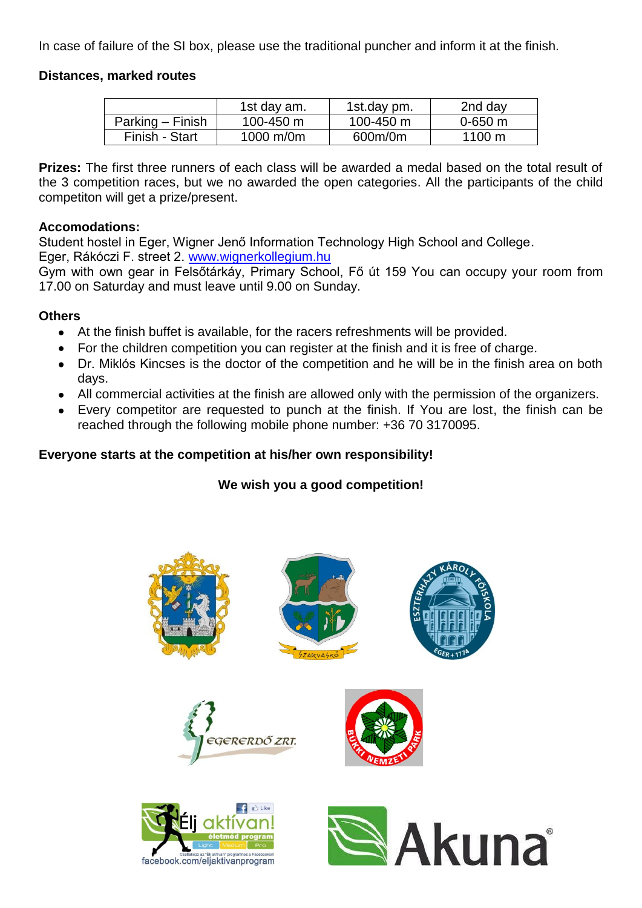In case of failure of the SI box, please use the traditional puncher and inform it at the finish.

**Distances, marked routes**

| | 1st day am. | 1st.day pm. | 2nd day |
|---|---|---|---|
| Parking – Finish | 100-450 m | 100-450 m | 0-650 m |
| Finish - Start | 1000 m/0m | 600m/0m | 1100 m |

**Prizes:** The first three runners of each class will be awarded a medal based on the total result of the 3 competition races, but we no awarded the open categories. All the participants of the child competiton will get a prize/present.

**Accomodations:**
Student hostel in Eger, Wigner Jenő Information Technology High School and College.
Eger, Rákóczi F. street 2. www.wignerkollegium.hu
Gym with own gear in Felsőtárkáy, Primary School, Fő út 159 You can occupy your room from 17.00 on Saturday and must leave until 9.00 on Sunday.

**Others**

- At the finish buffet is available, for the racers refreshments will be provided.
- For the children competition you can register at the finish and it is free of charge.
- Dr. Miklós Kincses is the doctor of the competition and he will be in the finish area on both days.
- All commercial activities at the finish are allowed only with the permission of the organizers.
- Every competitor are requested to punch at the finish. If You are lost, the finish can be reached through the following mobile phone number: +36 70 3170095.

**Everyone starts at the competition at his/her own responsibility!**

**We wish you a good competition!**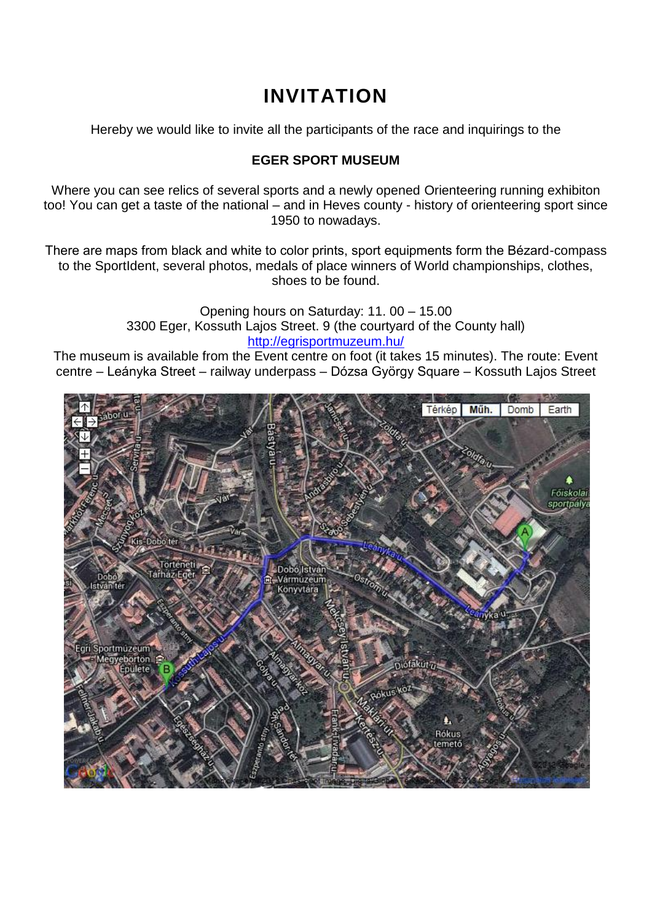# INVITATION

Hereby we would like to invite all the participants of the race and inquirings to the

**EGER SPORT MUSEUM**

Where you can see relics of several sports and a newly opened Orienteering running exhibiton too! You can get a taste of the national – and in Heves county - history of orienteering sport since 1950 to nowadays.

There are maps from black and white to color prints, sport equipments form the Bézard-compass to the SportIdent, several photos, medals of place winners of World championships, clothes, shoes to be found.

Opening hours on Saturday: 11. 00 – 15.00
3300 Eger, Kossuth Lajos Street. 9 (the courtyard of the County hall)
http://egrisportmuzeum.hu/
The museum is available from the Event centre on foot (it takes 15 minutes). The route: Event centre – Leányka Street – railway underpass – Dózsa György Square – Kossuth Lajos Street